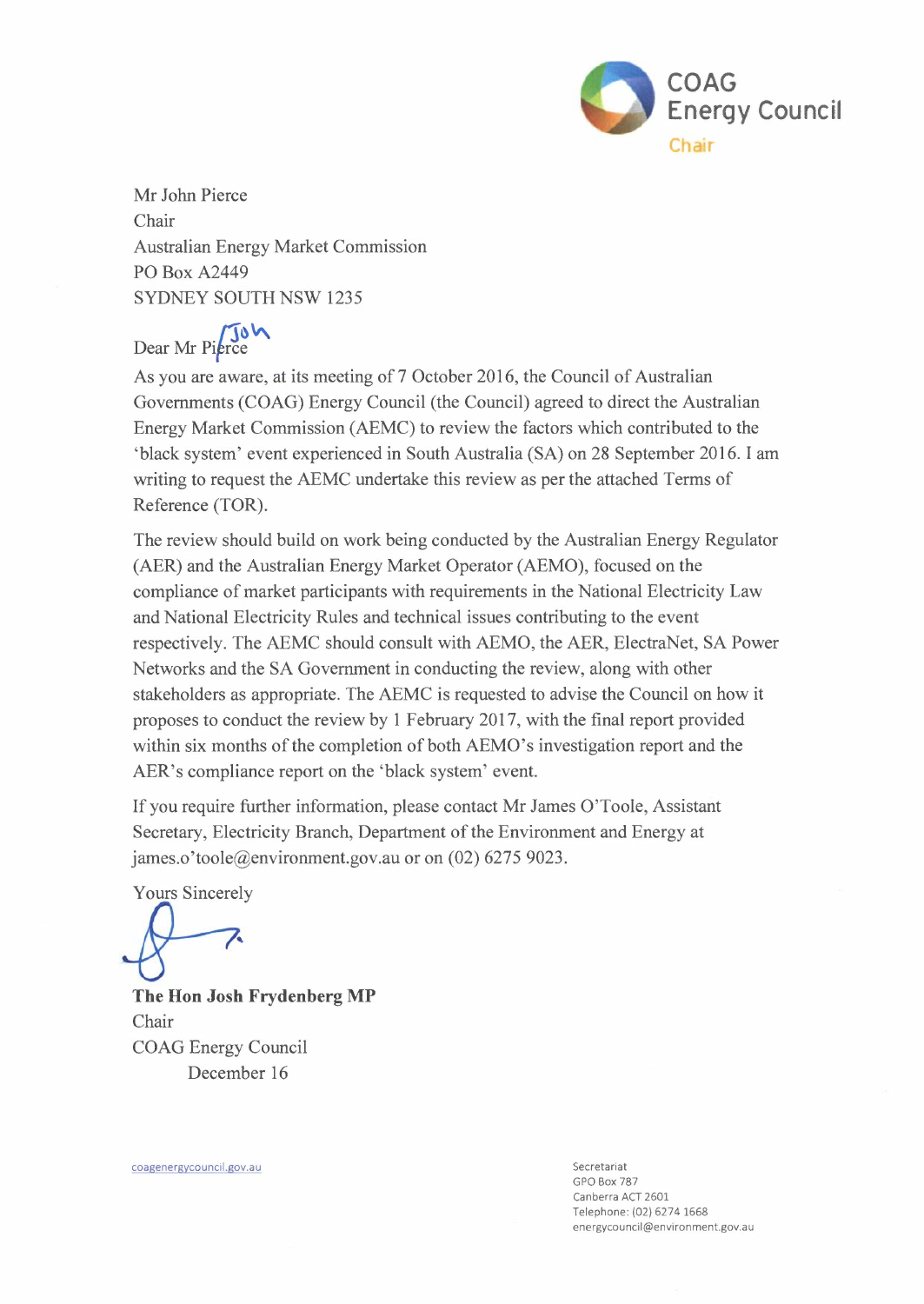COAG
Energy Council
Chair

Mr John Pierce
Chair
Australian Energy Market Commission
PO Box A2449
SYDNEY SOUTH NSW 1235

Dear Mr Pierce John

As you are aware, at its meeting of 7 October 2016, the Council of Australian Governments (COAG) Energy Council (the Council) agreed to direct the Australian Energy Market Commission (AEMC) to review the factors which contributed to the 'black system' event experienced in South Australia (SA) on 28 September 2016. I am writing to request the AEMC undertake this review as per the attached Terms of Reference (TOR).

The review should build on work being conducted by the Australian Energy Regulator (AER) and the Australian Energy Market Operator (AEMO), focused on the compliance of market participants with requirements in the National Electricity Law and National Electricity Rules and technical issues contributing to the event respectively. The AEMC should consult with AEMO, the AER, ElectraNet, SA Power Networks and the SA Government in conducting the review, along with other stakeholders as appropriate. The AEMC is requested to advise the Council on how it proposes to conduct the review by 1 February 2017, with the final report provided within six months of the completion of both AEMO's investigation report and the AER's compliance report on the 'black system' event.

If you require further information, please contact Mr James O'Toole, Assistant Secretary, Electricity Branch, Department of the Environment and Energy at james.o'toole@environment.gov.au or on (02) 6275 9023.

Yours Sincerely

**The Hon Josh Frydenberg MP**
Chair
COAG Energy Council
December 16

coagenergycouncil.gov.au

Secretariat
GPO Box 787
Canberra ACT 2601
Telephone: (02) 6274 1668
energycouncil@environment.gov.au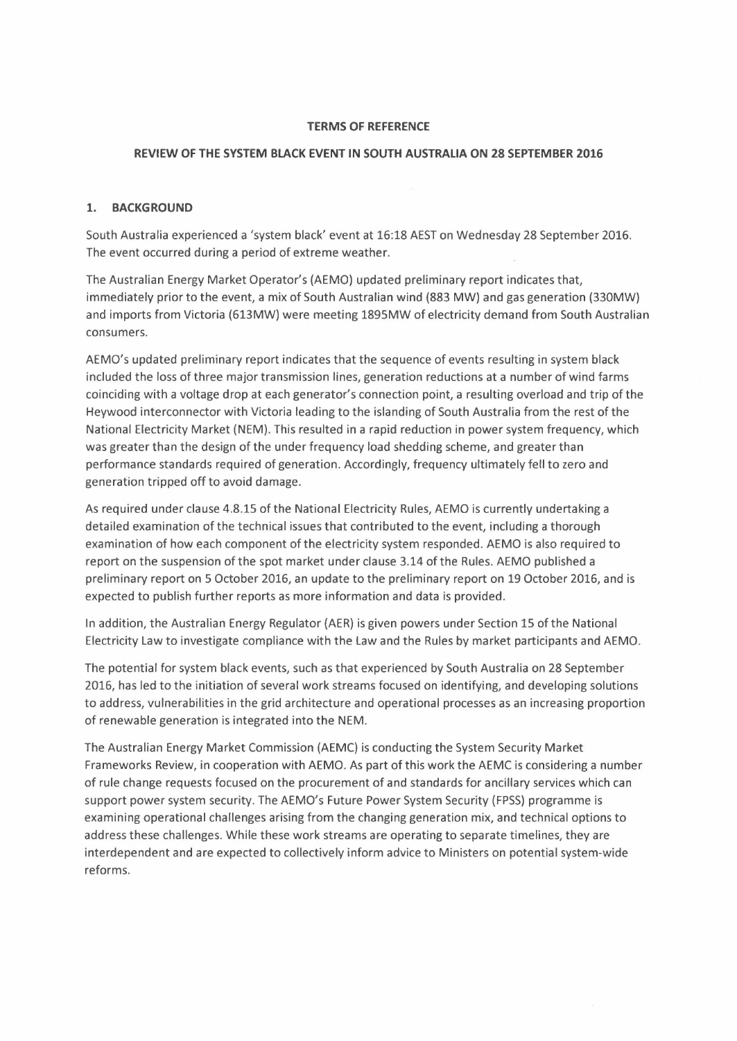**TERMS OF REFERENCE**

**REVIEW OF THE SYSTEM BLACK EVENT IN SOUTH AUSTRALIA ON 28 SEPTEMBER 2016**

## 1. BACKGROUND

South Australia experienced a 'system black' event at 16:18 AEST on Wednesday 28 September 2016. The event occurred during a period of extreme weather.

The Australian Energy Market Operator's (AEMO) updated preliminary report indicates that, immediately prior to the event, a mix of South Australian wind (883 MW) and gas generation (330MW) and imports from Victoria (613MW) were meeting 1895MW of electricity demand from South Australian consumers.

AEMO's updated preliminary report indicates that the sequence of events resulting in system black included the loss of three major transmission lines, generation reductions at a number of wind farms coinciding with a voltage drop at each generator's connection point, a resulting overload and trip of the Heywood interconnector with Victoria leading to the islanding of South Australia from the rest of the National Electricity Market (NEM). This resulted in a rapid reduction in power system frequency, which was greater than the design of the under frequency load shedding scheme, and greater than performance standards required of generation. Accordingly, frequency ultimately fell to zero and generation tripped off to avoid damage.

As required under clause 4.8.15 of the National Electricity Rules, AEMO is currently undertaking a detailed examination of the technical issues that contributed to the event, including a thorough examination of how each component of the electricity system responded. AEMO is also required to report on the suspension of the spot market under clause 3.14 of the Rules. AEMO published a preliminary report on 5 October 2016, an update to the preliminary report on 19 October 2016, and is expected to publish further reports as more information and data is provided.

In addition, the Australian Energy Regulator (AER) is given powers under Section 15 of the National Electricity Law to investigate compliance with the Law and the Rules by market participants and AEMO.

The potential for system black events, such as that experienced by South Australia on 28 September 2016, has led to the initiation of several work streams focused on identifying, and developing solutions to address, vulnerabilities in the grid architecture and operational processes as an increasing proportion of renewable generation is integrated into the NEM.

The Australian Energy Market Commission (AEMC) is conducting the System Security Market Frameworks Review, in cooperation with AEMO. As part of this work the AEMC is considering a number of rule change requests focused on the procurement of and standards for ancillary services which can support power system security. The AEMO's Future Power System Security (FPSS) programme is examining operational challenges arising from the changing generation mix, and technical options to address these challenges. While these work streams are operating to separate timelines, they are interdependent and are expected to collectively inform advice to Ministers on potential system-wide reforms.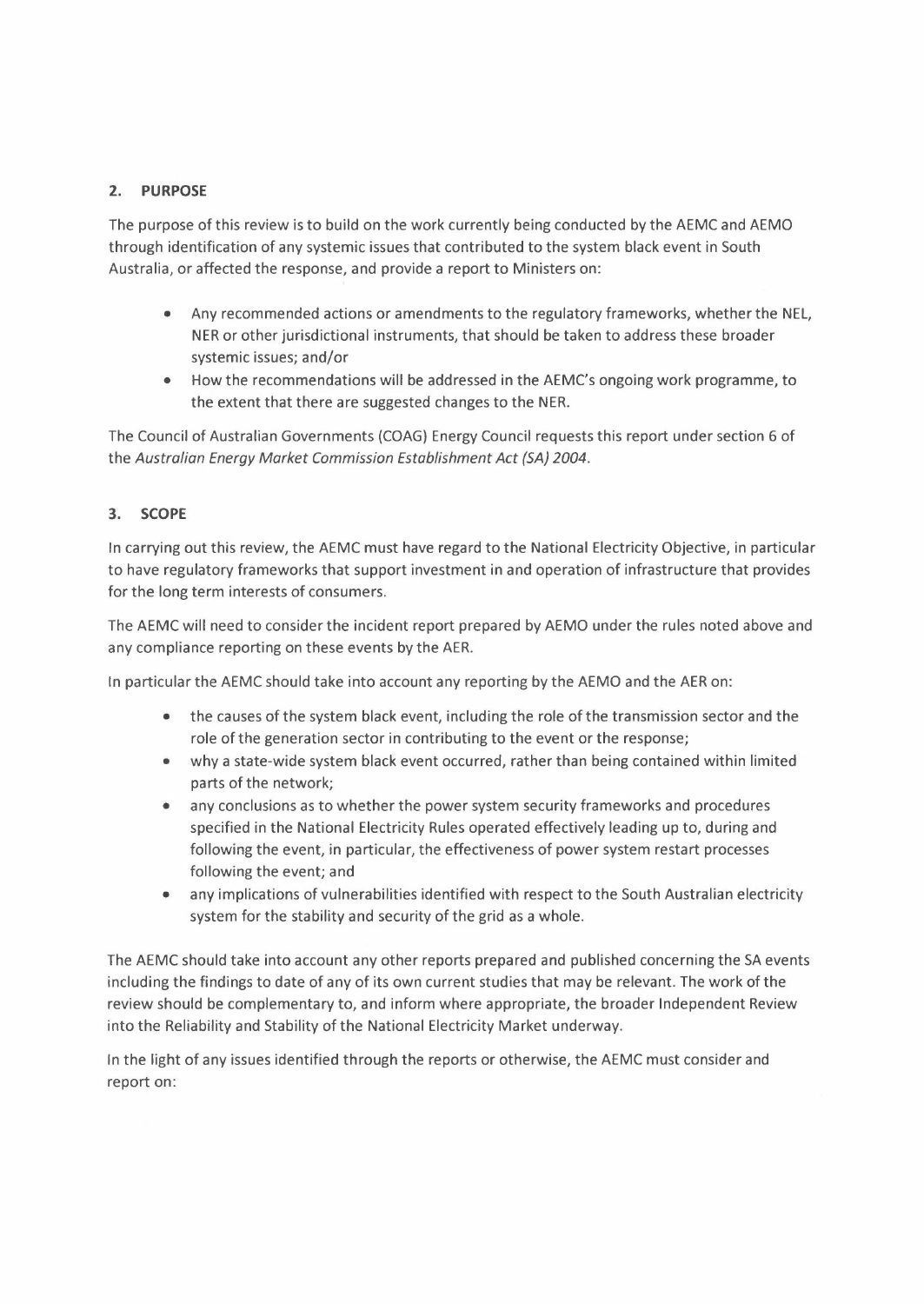## 2. PURPOSE

The purpose of this review is to build on the work currently being conducted by the AEMC and AEMO through identification of any systemic issues that contributed to the system black event in South Australia, or affected the response, and provide a report to Ministers on:

- Any recommended actions or amendments to the regulatory frameworks, whether the NEL, NER or other jurisdictional instruments, that should be taken to address these broader systemic issues; and/or
- How the recommendations will be addressed in the AEMC's ongoing work programme, to the extent that there are suggested changes to the NER.

The Council of Australian Governments (COAG) Energy Council requests this report under section 6 of the *Australian Energy Market Commission Establishment Act (SA) 2004*.

## 3. SCOPE

In carrying out this review, the AEMC must have regard to the National Electricity Objective, in particular to have regulatory frameworks that support investment in and operation of infrastructure that provides for the long term interests of consumers.

The AEMC will need to consider the incident report prepared by AEMO under the rules noted above and any compliance reporting on these events by the AER.

In particular the AEMC should take into account any reporting by the AEMO and the AER on:

- the causes of the system black event, including the role of the transmission sector and the role of the generation sector in contributing to the event or the response;
- why a state-wide system black event occurred, rather than being contained within limited parts of the network;
- any conclusions as to whether the power system security frameworks and procedures specified in the National Electricity Rules operated effectively leading up to, during and following the event, in particular, the effectiveness of power system restart processes following the event; and
- any implications of vulnerabilities identified with respect to the South Australian electricity system for the stability and security of the grid as a whole.

The AEMC should take into account any other reports prepared and published concerning the SA events including the findings to date of any of its own current studies that may be relevant. The work of the review should be complementary to, and inform where appropriate, the broader Independent Review into the Reliability and Stability of the National Electricity Market underway.

In the light of any issues identified through the reports or otherwise, the AEMC must consider and report on: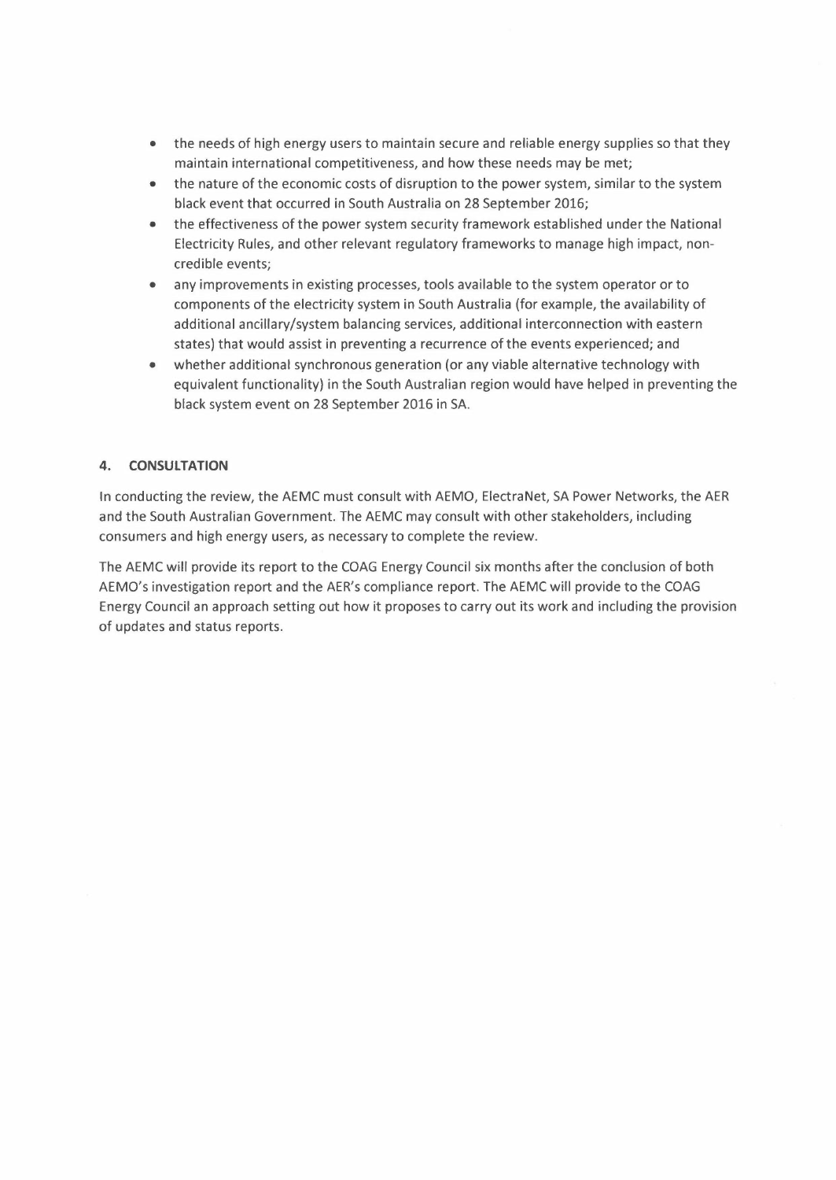- the needs of high energy users to maintain secure and reliable energy supplies so that they maintain international competitiveness, and how these needs may be met;
- the nature of the economic costs of disruption to the power system, similar to the system black event that occurred in South Australia on 28 September 2016;
- the effectiveness of the power system security framework established under the National Electricity Rules, and other relevant regulatory frameworks to manage high impact, non-credible events;
- any improvements in existing processes, tools available to the system operator or to components of the electricity system in South Australia (for example, the availability of additional ancillary/system balancing services, additional interconnection with eastern states) that would assist in preventing a recurrence of the events experienced; and
- whether additional synchronous generation (or any viable alternative technology with equivalent functionality) in the South Australian region would have helped in preventing the black system event on 28 September 2016 in SA.

## 4. CONSULTATION

In conducting the review, the AEMC must consult with AEMO, ElectraNet, SA Power Networks, the AER and the South Australian Government. The AEMC may consult with other stakeholders, including consumers and high energy users, as necessary to complete the review.

The AEMC will provide its report to the COAG Energy Council six months after the conclusion of both AEMO's investigation report and the AER's compliance report. The AEMC will provide to the COAG Energy Council an approach setting out how it proposes to carry out its work and including the provision of updates and status reports.